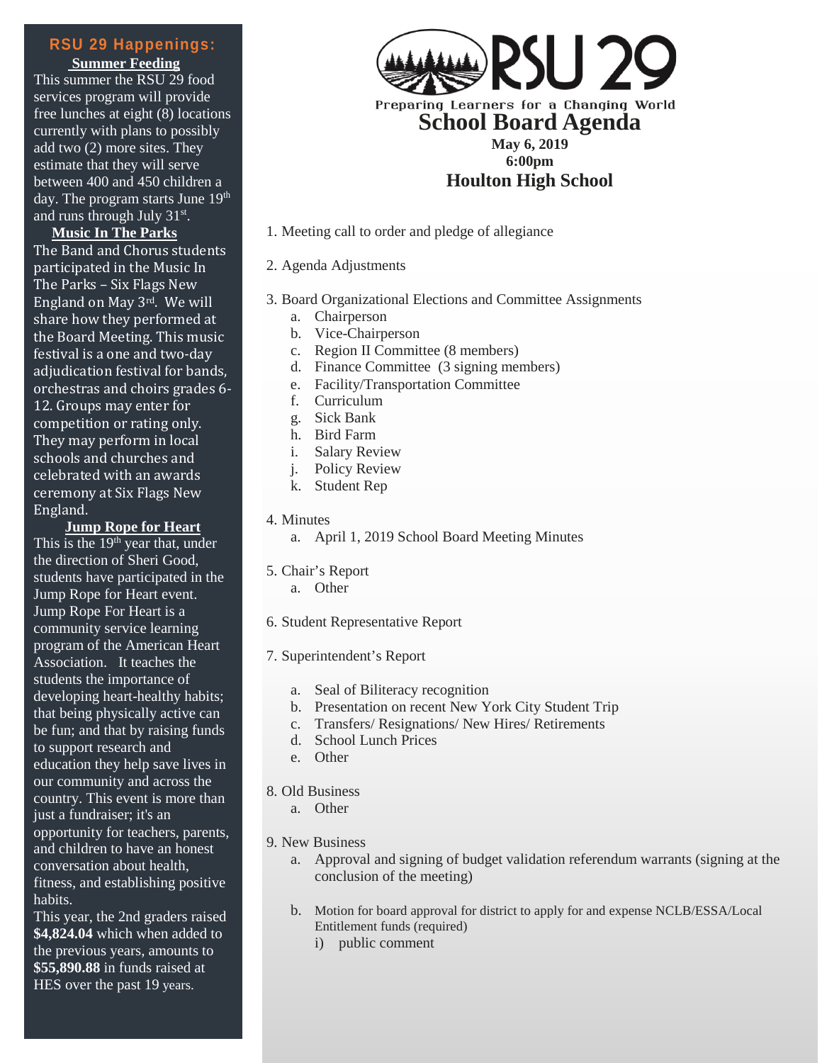# RSU 29

Preparing Learners for a Changing World

## School Board Agenda

**May 6, 2019**
**6:00pm**
**Houlton High School**

1. Meeting call to order and pledge of allegiance

2. Agenda Adjustments

3. Board Organizational Elections and Committee Assignments
   a. Chairperson
   b. Vice-Chairperson
   c. Region II Committee (8 members)
   d. Finance Committee (3 signing members)
   e. Facility/Transportation Committee
   f. Curriculum
   g. Sick Bank
   h. Bird Farm
   i. Salary Review
   j. Policy Review
   k. Student Rep

4. Minutes
   a. April 1, 2019 School Board Meeting Minutes

5. Chair's Report
   a. Other

6. Student Representative Report

7. Superintendent's Report
   a. Seal of Biliteracy recognition
   b. Presentation on recent New York City Student Trip
   c. Transfers/ Resignations/ New Hires/ Retirements
   d. School Lunch Prices
   e. Other

8. Old Business
   a. Other

9. New Business
   a. Approval and signing of budget validation referendum warrants (signing at the conclusion of the meeting)
   b. Motion for board approval for district to apply for and expense NCLB/ESSA/Local Entitlement funds (required)
      i) public comment

## RSU 29 Happenings:

**Summer Feeding**

This summer the RSU 29 food services program will provide free lunches at eight (8) locations currently with plans to possibly add two (2) more sites. They estimate that they will serve between 400 and 450 children a day. The program starts June 19th and runs through July 31st.

**Music In The Parks**

The Band and Chorus students participated in the Music In The Parks – Six Flags New England on May 3rd. We will share how they performed at the Board Meeting. This music festival is a one and two-day adjudication festival for bands, orchestras and choirs grades 6-12. Groups may enter for competition or rating only. They may perform in local schools and churches and celebrated with an awards ceremony at Six Flags New England.

**Jump Rope for Heart**

This is the 19th year that, under the direction of Sheri Good, students have participated in the Jump Rope for Heart event. Jump Rope For Heart is a community service learning program of the American Heart Association. It teaches the students the importance of developing heart-healthy habits; that being physically active can be fun; and that by raising funds to support research and education they help save lives in our community and across the country. This event is more than just a fundraiser; it's an opportunity for teachers, parents, and children to have an honest conversation about health, fitness, and establishing positive habits.

This year, the 2nd graders raised **$4,824.04** which when added to the previous years, amounts to **$55,890.88** in funds raised at HES over the past 19 years.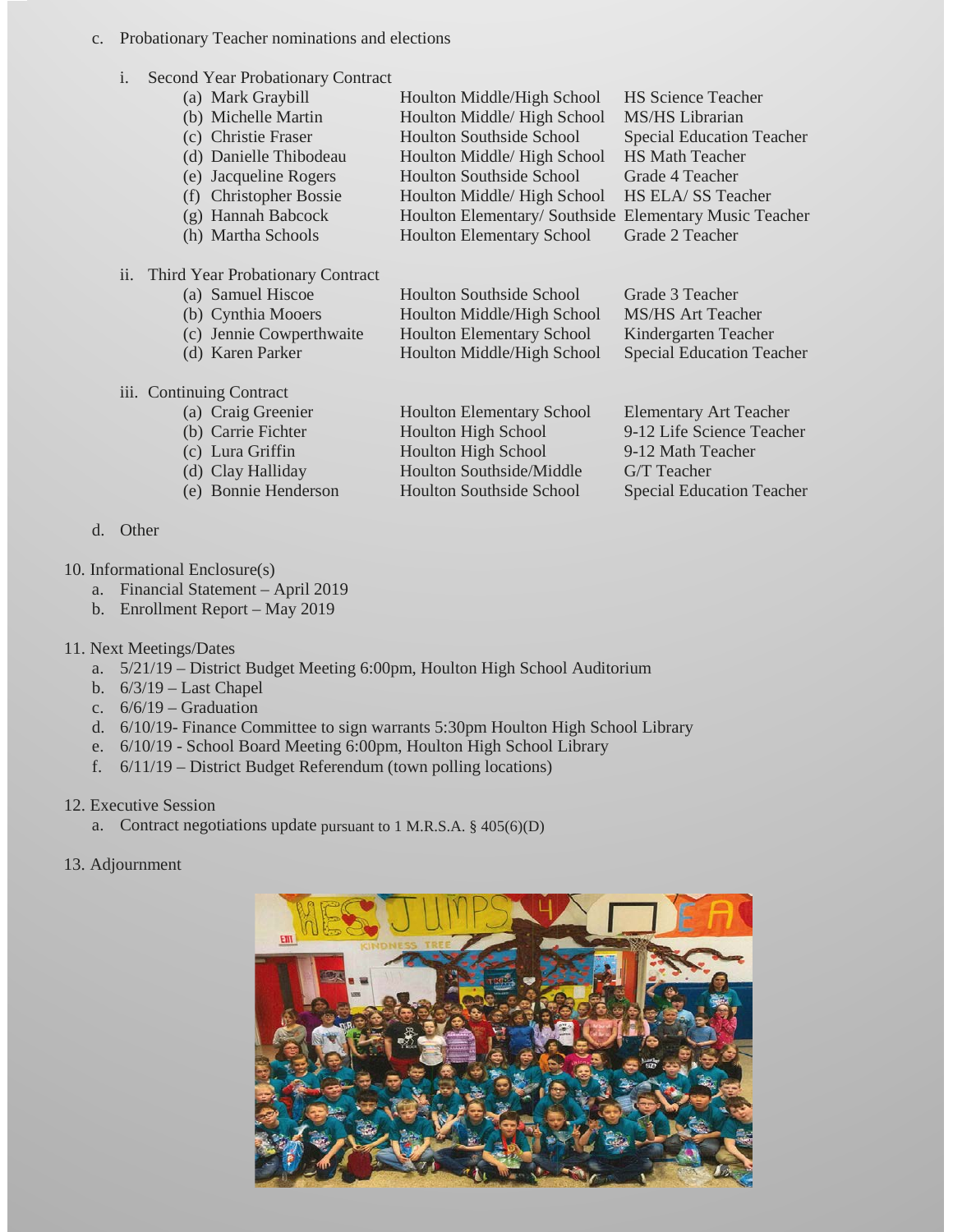c. Probationary Teacher nominations and elections

i. Second Year Probationary Contract

| | | |
|---|---|---|
| (a) Mark Graybill | Houlton Middle/High School | HS Science Teacher |
| (b) Michelle Martin | Houlton Middle/ High School | MS/HS Librarian |
| (c) Christie Fraser | Houlton Southside School | Special Education Teacher |
| (d) Danielle Thibodeau | Houlton Middle/ High School | HS Math Teacher |
| (e) Jacqueline Rogers | Houlton Southside School | Grade 4 Teacher |
| (f) Christopher Bossie | Houlton Middle/ High School | HS ELA/ SS Teacher |
| (g) Hannah Babcock | Houlton Elementary/ Southside | Elementary Music Teacher |
| (h) Martha Schools | Houlton Elementary School | Grade 2 Teacher |

ii. Third Year Probationary Contract

| | | |
|---|---|---|
| (a) Samuel Hiscoe | Houlton Southside School | Grade 3 Teacher |
| (b) Cynthia Mooers | Houlton Middle/High School | MS/HS Art Teacher |
| (c) Jennie Cowperthwaite | Houlton Elementary School | Kindergarten Teacher |
| (d) Karen Parker | Houlton Middle/High School | Special Education Teacher |

iii. Continuing Contract

| | | |
|---|---|---|
| (a) Craig Greenier | Houlton Elementary School | Elementary Art Teacher |
| (b) Carrie Fichter | Houlton High School | 9-12 Life Science Teacher |
| (c) Lura Griffin | Houlton High School | 9-12 Math Teacher |
| (d) Clay Halliday | Houlton Southside/Middle | G/T Teacher |
| (e) Bonnie Henderson | Houlton Southside School | Special Education Teacher |

d. Other

10. Informational Enclosure(s)
    a. Financial Statement – April 2019
    b. Enrollment Report – May 2019

11. Next Meetings/Dates
    a. 5/21/19 – District Budget Meeting 6:00pm, Houlton High School Auditorium
    b. 6/3/19 – Last Chapel
    c. 6/6/19 – Graduation
    d. 6/10/19- Finance Committee to sign warrants 5:30pm Houlton High School Library
    e. 6/10/19 - School Board Meeting 6:00pm, Houlton High School Library
    f. 6/11/19 – District Budget Referendum (town polling locations)

12. Executive Session
    a. Contract negotiations update pursuant to 1 M.R.S.A. § 405(6)(D)

13. Adjournment